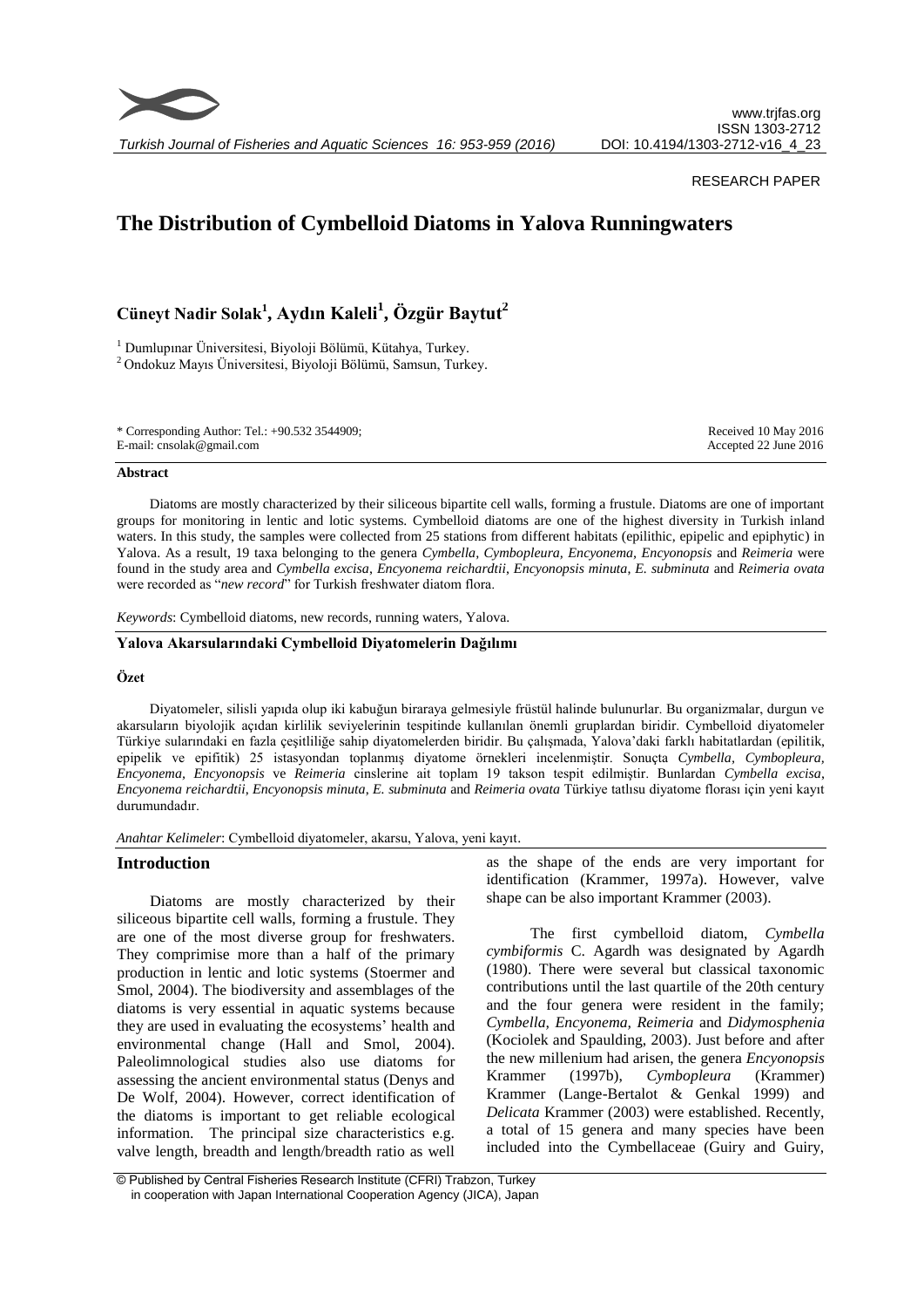RESEARCH PAPER

# The Distribution of Cymbelloid Diatoms in Yalova Runningwaters

**Cüneyt Nadir Solak[1], Aydın Kaleli[1], Özgür Baytut[2]**

[1] Dumlupınar Üniversitesi, Biyoloji Bölümü, Kütahya, Turkey.
[2] Ondokuz Mayıs Üniversitesi, Biyoloji Bölümü, Samsun, Turkey.

\* Corresponding Author: Tel.: +90.532 3544909;
E-mail: cnsolak@gmail.com

Received 10 May 2016
Accepted 22 June 2016

### Abstract

Diatoms are mostly characterized by their siliceous bipartite cell walls, forming a frustule. Diatoms are one of important groups for monitoring in lentic and lotic systems. Cymbelloid diatoms are one of the highest diversity in Turkish inland waters. In this study, the samples were collected from 25 stations from different habitats (epilithic, epipelic and epiphytic) in Yalova. As a result, 19 taxa belonging to the genera *Cymbella, Cymbopleura, Encyonema, Encyonopsis* and *Reimeria* were found in the study area and *Cymbella excisa*, *Encyonema reichardtii*, *Encyonopsis minuta*, *E. subminuta* and *Reimeria ovata* were recorded as "*new record*" for Turkish freshwater diatom flora.

*Keywords*: Cymbelloid diatoms, new records, running waters, Yalova.

### Yalova Akarsularındaki Cymbelloid Diyatomelerin Dağılımı

#### Özet

Diyatomeler, silisli yapıda olup iki kabuğun biraraya gelmesiyle früstül halinde bulunurlar. Bu organizmalar, durgun ve akarsuların biyolojik açıdan kirlilik seviyelerinin tespitinde kullanılan önemli gruplardan biridir. Cymbelloid diyatomeler Türkiye sularındaki en fazla çeşitliliğe sahip diyatomelerden biridir. Bu çalışmada, Yalova'daki farklı habitatlardan (epilitik, epipelik ve epifitik) 25 istasyondan toplanmış diyatome örnekleri incelenmiştir. Sonuçta *Cymbella, Cymbopleura, Encyonema, Encyonopsis* ve *Reimeria* cinslerine ait toplam 19 takson tespit edilmiştir. Bunlardan *Cymbella excisa*, *Encyonema reichardtii*, *Encyonopsis minuta*, *E. subminuta* and *Reimeria ovata* Türkiye tatlısu diyatome florası için yeni kayıt durumundadır.

*Anahtar Kelimeler*: Cymbelloid diyatomeler, akarsu, Yalova, yeni kayıt.

## Introduction

Diatoms are mostly characterized by their siliceous bipartite cell walls, forming a frustule. They are one of the most diverse group for freshwaters. They comprimise more than a half of the primary production in lentic and lotic systems (Stoermer and Smol, 2004). The biodiversity and assemblages of the diatoms is very essential in aquatic systems because they are used in evaluating the ecosystems' health and environmental change (Hall and Smol, 2004). Paleolimnological studies also use diatoms for assessing the ancient environmental status (Denys and De Wolf, 2004). However, correct identification of the diatoms is important to get reliable ecological information. The principal size characteristics e.g. valve length, breadth and length/breadth ratio as well as the shape of the ends are very important for identification (Krammer, 1997a). However, valve shape can be also important Krammer (2003).

The first cymbelloid diatom, *Cymbella cymbiformis* C. Agardh was designated by Agardh (1980). There were several but classical taxonomic contributions until the last quartile of the 20th century and the four genera were resident in the family; *Cymbella, Encyonema, Reimeria* and *Didymosphenia* (Kociolek and Spaulding, 2003). Just before and after the new millenium had arisen, the genera *Encyonopsis* Krammer (1997b), *Cymbopleura* (Krammer) Krammer (Lange-Bertalot & Genkal 1999) and *Delicata* Krammer (2003) were established. Recently, a total of 15 genera and many species have been included into the Cymbellaceae (Guiry and Guiry,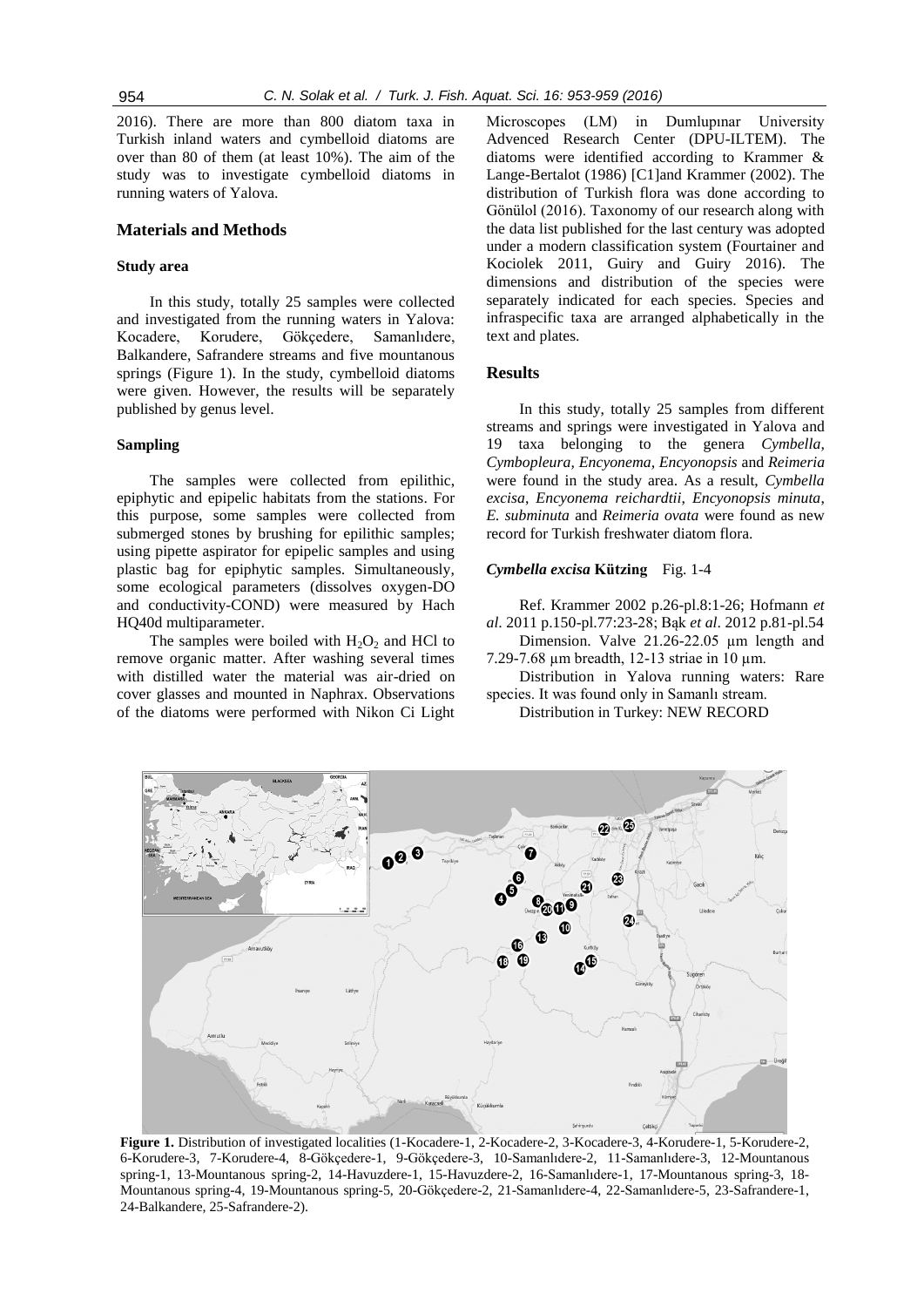2016). There are more than 800 diatom taxa in Turkish inland waters and cymbelloid diatoms are over than 80 of them (at least 10%). The aim of the study was to investigate cymbelloid diatoms in running waters of Yalova.

## Materials and Methods

### Study area

In this study, totally 25 samples were collected and investigated from the running waters in Yalova: Kocadere, Korudere, Gökçedere, Samanlıdere, Balkandere, Safrandere streams and five mountanous springs (Figure 1). In the study, cymbelloid diatoms were given. However, the results will be separately published by genus level.

### Sampling

The samples were collected from epilithic, epiphytic and epipelic habitats from the stations. For this purpose, some samples were collected from submerged stones by brushing for epilithic samples; using pipette aspirator for epipelic samples and using plastic bag for epiphytic samples. Simultaneously, some ecological parameters (dissolves oxygen-DO and conductivity-COND) were measured by Hach HQ40d multiparameter.

The samples were boiled with $H_2O_2$ and HCl to remove organic matter. After washing several times with distilled water the material was air-dried on cover glasses and mounted in Naphrax. Observations of the diatoms were performed with Nikon Ci Light Microscopes (LM) in Dumlupınar University Advenced Research Center (DPU-ILTEM). The diatoms were identified according to Krammer & Lange-Bertalot (1986) [C1]and Krammer (2002). The distribution of Turkish flora was done according to Gönülol (2016). Taxonomy of our research along with the data list published for the last century was adopted under a modern classification system (Fourtainer and Kociolek 2011, Guiry and Guiry 2016). The dimensions and distribution of the species were separately indicated for each species. Species and infraspecific taxa are arranged alphabetically in the text and plates.

## Results

In this study, totally 25 samples from different streams and springs were investigated in Yalova and 19 taxa belonging to the genera *Cymbella, Cymbopleura, Encyonema, Encyonopsis* and *Reimeria* were found in the study area. As a result, *Cymbella excisa*, *Encyonema reichardtii*, *Encyonopsis minuta*, *E. subminuta* and *Reimeria ovata* were found as new record for Turkish freshwater diatom flora.

***Cymbella excisa* Kützing** Fig. 1-4

Ref. Krammer 2002 p.26-pl.8:1-26; Hofmann *et al*. 2011 p.150-pl.77:23-28; Bąk *et al*. 2012 p.81-pl.54

Dimension. Valve 21.26-22.05 µm length and 7.29-7.68 µm breadth, 12-13 striae in 10 µm.

Distribution in Yalova running waters: Rare species. It was found only in Samanlı stream.

Distribution in Turkey: NEW RECORD

**Figure 1.** Distribution of investigated localities (1-Kocadere-1, 2-Kocadere-2, 3-Kocadere-3, 4-Korudere-1, 5-Korudere-2, 6-Korudere-3, 7-Korudere-4, 8-Gökçedere-1, 9-Gökçedere-3, 10-Samanlıdere-2, 11-Samanlıdere-3, 12-Mountanous spring-1, 13-Mountanous spring-2, 14-Havuzdere-1, 15-Havuzdere-2, 16-Samanlıdere-1, 17-Mountanous spring-3, 18-Mountanous spring-4, 19-Mountanous spring-5, 20-Gökçedere-2, 21-Samanlıdere-4, 22-Samanlıdere-5, 23-Safrandere-1, 24-Balkandere, 25-Safrandere-2).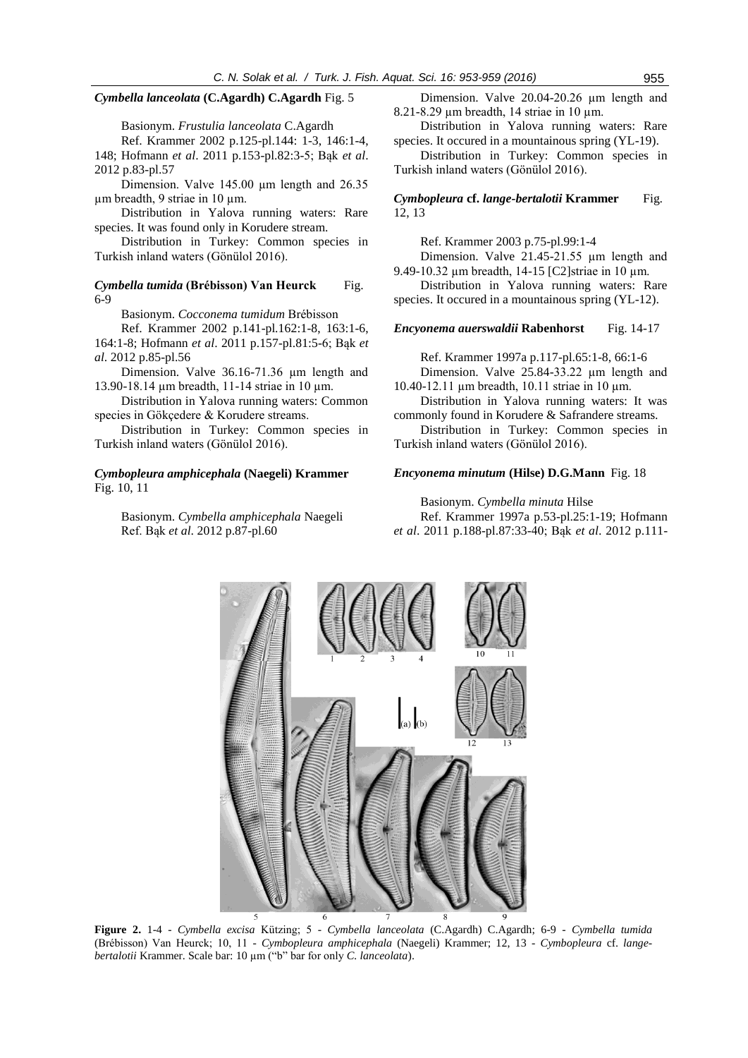***Cymbella lanceolata*** **(C.Agardh) C.Agardh** Fig. 5

Basionym. *Frustulia lanceolata* C.Agardh

Ref. Krammer 2002 p.125-pl.144: 1-3, 146:1-4, 148; Hofmann *et al*. 2011 p.153-pl.82:3-5; Bąk *et al*. 2012 p.83-pl.57

Dimension. Valve 145.00 µm length and 26.35 µm breadth, 9 striae in 10 µm.

Distribution in Yalova running waters: Rare species. It was found only in Korudere stream.

Distribution in Turkey: Common species in Turkish inland waters (Gönülol 2016).

***Cymbella tumida*** **(Brébisson) Van Heurck** Fig. 6-9

Basionym. *Cocconema tumidum* Brébisson

Ref. Krammer 2002 p.141-pl.162:1-8, 163:1-6, 164:1-8; Hofmann *et al*. 2011 p.157-pl.81:5-6; Bąk *et al*. 2012 p.85-pl.56

Dimension. Valve 36.16-71.36 µm length and 13.90-18.14 µm breadth, 11-14 striae in 10 µm.

Distribution in Yalova running waters: Common species in Gökçedere & Korudere streams.

Distribution in Turkey: Common species in Turkish inland waters (Gönülol 2016).

***Cymbopleura amphicephala*** **(Naegeli) Krammer** Fig. 10, 11

Basionym. *Cymbella amphicephala* Naegeli

Ref. Bąk *et al*. 2012 p.87-pl.60

Dimension. Valve 20.04-20.26 µm length and 8.21-8.29 µm breadth, 14 striae in 10 µm.

Distribution in Yalova running waters: Rare species. It occured in a mountainous spring (YL-19).

Distribution in Turkey: Common species in Turkish inland waters (Gönülol 2016).

***Cymbopleura*** **cf.** ***lange-bertalotii*** **Krammer** Fig. 12, 13

Ref. Krammer 2003 p.75-pl.99:1-4

Dimension. Valve 21.45-21.55 µm length and 9.49-10.32 µm breadth, 14-15 [C2]striae in 10 µm.

Distribution in Yalova running waters: Rare species. It occured in a mountainous spring (YL-12).

***Encyonema auerswaldii*** **Rabenhorst** Fig. 14-17

Ref. Krammer 1997a p.117-pl.65:1-8, 66:1-6

Dimension. Valve 25.84-33.22 µm length and 10.40-12.11 µm breadth, 10.11 striae in 10 µm.

Distribution in Yalova running waters: It was commonly found in Korudere & Safrandere streams.

Distribution in Turkey: Common species in Turkish inland waters (Gönülol 2016).

***Encyonema minutum*** **(Hilse) D.G.Mann** Fig. 18

Basionym. *Cymbella minuta* Hilse

Ref. Krammer 1997a p.53-pl.25:1-19; Hofmann *et al*. 2011 p.188-pl.87:33-40; Bąk *et al*. 2012 p.111-

**Figure 2.** 1-4 - *Cymbella excisa* Kützing; 5 - *Cymbella lanceolata* (C.Agardh) C.Agardh; 6-9 - *Cymbella tumida* (Brébisson) Van Heurck; 10, 11 - *Cymbopleura amphicephala* (Naegeli) Krammer; 12, 13 - *Cymbopleura* cf. *lange-bertalotii* Krammer. Scale bar: 10 µm ("b" bar for only *C. lanceolata*).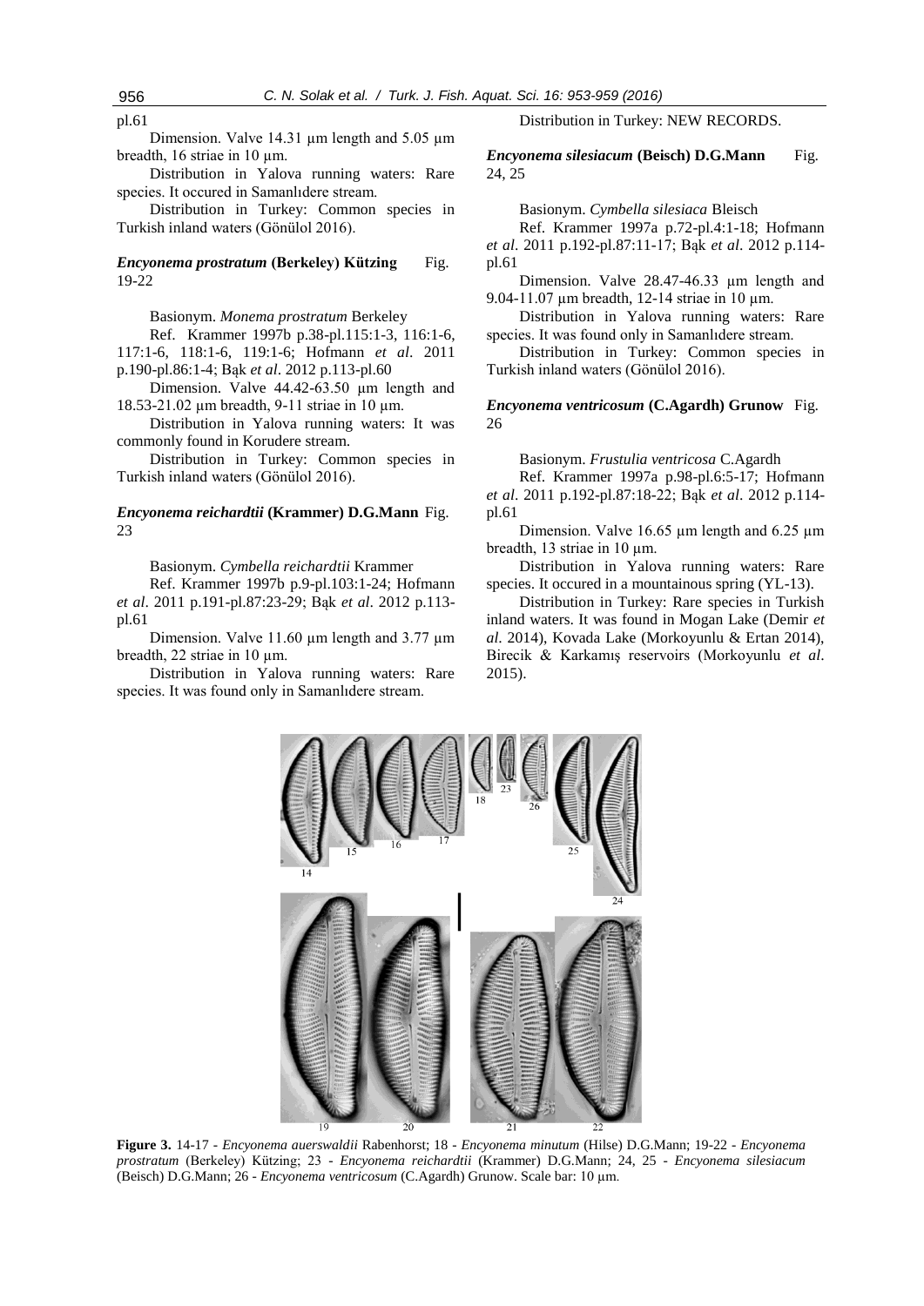pl.61

Dimension. Valve 14.31 μm length and 5.05 μm breadth, 16 striae in 10 μm.

Distribution in Yalova running waters: Rare species. It occured in Samanlıdere stream.

Distribution in Turkey: Common species in Turkish inland waters (Gönülol 2016).

***Encyonema prostratum*** **(Berkeley) Kützing** Fig. 19-22

Basionym. *Monema prostratum* Berkeley

Ref. Krammer 1997b p.38-pl.115:1-3, 116:1-6, 117:1-6, 118:1-6, 119:1-6; Hofmann *et al*. 2011 p.190-pl.86:1-4; Bąk *et al*. 2012 p.113-pl.60

Dimension. Valve 44.42-63.50 μm length and 18.53-21.02 μm breadth, 9-11 striae in 10 μm.

Distribution in Yalova running waters: It was commonly found in Korudere stream.

Distribution in Turkey: Common species in Turkish inland waters (Gönülol 2016).

***Encyonema reichardtii*** **(Krammer) D.G.Mann** Fig. 23

Basionym. *Cymbella reichardtii* Krammer

Ref. Krammer 1997b p.9-pl.103:1-24; Hofmann *et al*. 2011 p.191-pl.87:23-29; Bąk *et al*. 2012 p.113-pl.61

Dimension. Valve 11.60 μm length and 3.77 μm breadth, 22 striae in 10 μm.

Distribution in Yalova running waters: Rare species. It was found only in Samanlıdere stream.

Distribution in Turkey: NEW RECORDS.

***Encyonema silesiacum*** **(Beisch) D.G.Mann** Fig. 24, 25

Basionym. *Cymbella silesiaca* Bleisch

Ref. Krammer 1997a p.72-pl.4:1-18; Hofmann *et al*. 2011 p.192-pl.87:11-17; Bąk *et al*. 2012 p.114-pl.61

Dimension. Valve 28.47-46.33 μm length and 9.04-11.07 μm breadth, 12-14 striae in 10 μm.

Distribution in Yalova running waters: Rare species. It was found only in Samanlıdere stream.

Distribution in Turkey: Common species in Turkish inland waters (Gönülol 2016).

***Encyonema ventricosum*** **(C.Agardh) Grunow** Fig. 26

Basionym. *Frustulia ventricosa* C.Agardh

Ref. Krammer 1997a p.98-pl.6:5-17; Hofmann *et al*. 2011 p.192-pl.87:18-22; Bąk *et al*. 2012 p.114-pl.61

Dimension. Valve 16.65 μm length and 6.25 μm breadth, 13 striae in 10 μm.

Distribution in Yalova running waters: Rare species. It occured in a mountainous spring (YL-13).

Distribution in Turkey: Rare species in Turkish inland waters. It was found in Mogan Lake (Demir *et al*. 2014), Kovada Lake (Morkoyunlu & Ertan 2014), Birecik & Karkamış reservoirs (Morkoyunlu *et al*. 2015).

**Figure 3.** 14-17 - *Encyonema auerswaldii* Rabenhorst; 18 - *Encyonema minutum* (Hilse) D.G.Mann; 19-22 - *Encyonema prostratum* (Berkeley) Kützing; 23 - *Encyonema reichardtii* (Krammer) D.G.Mann; 24, 25 - *Encyonema silesiacum* (Beisch) D.G.Mann; 26 - *Encyonema ventricosum* (C.Agardh) Grunow. Scale bar: 10 μm.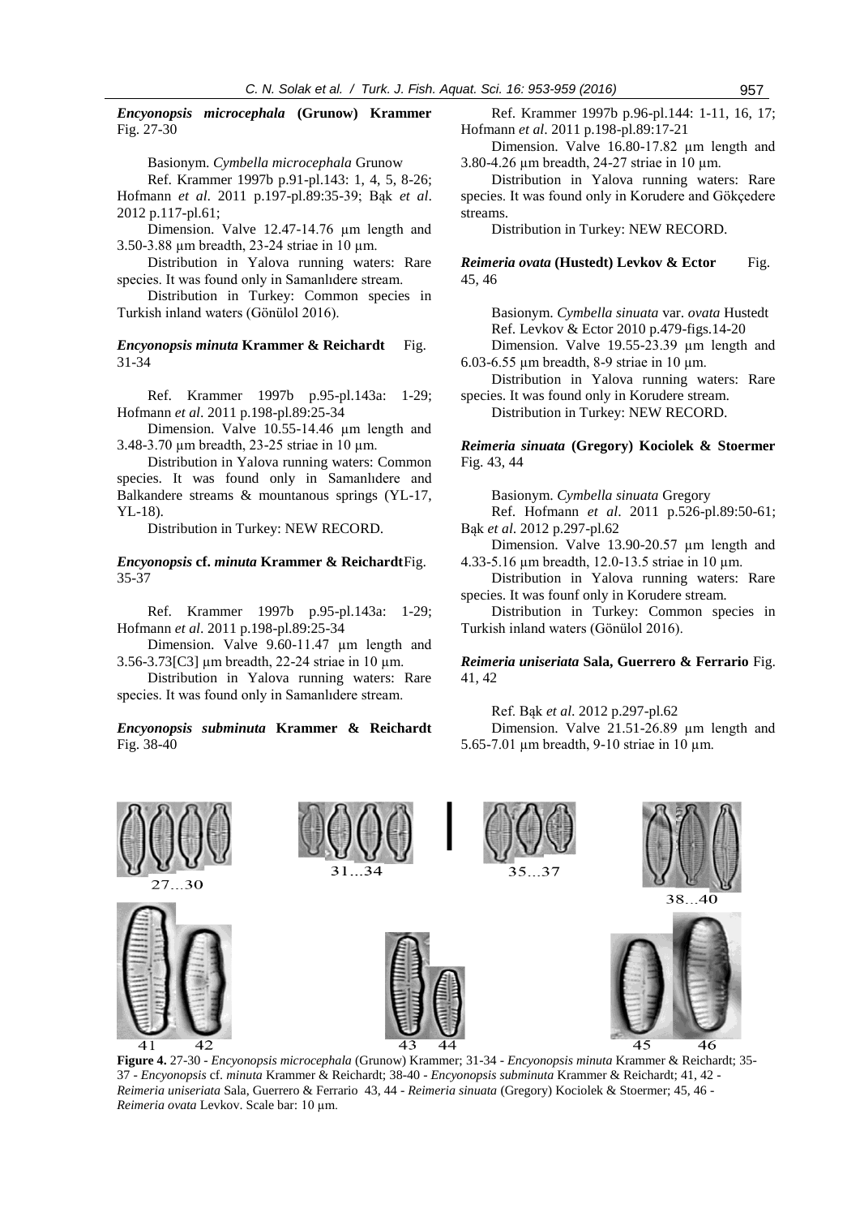***Encyonopsis microcephala*** **(Grunow) Krammer** Fig. 27-30

Basionym. *Cymbella microcephala* Grunow

Ref. Krammer 1997b p.91-pl.143: 1, 4, 5, 8-26; Hofmann *et al*. 2011 p.197-pl.89:35-39; Bąk *et al*. 2012 p.117-pl.61;

Dimension. Valve 12.47-14.76 µm length and 3.50-3.88 µm breadth, 23-24 striae in 10 µm.

Distribution in Yalova running waters: Rare species. It was found only in Samanlıdere stream.

Distribution in Turkey: Common species in Turkish inland waters (Gönülol 2016).

***Encyonopsis minuta*** **Krammer & Reichardt** Fig. 31-34

Ref. Krammer 1997b p.95-pl.143a: 1-29; Hofmann *et al*. 2011 p.198-pl.89:25-34

Dimension. Valve 10.55-14.46 µm length and 3.48-3.70 µm breadth, 23-25 striae in 10 µm.

Distribution in Yalova running waters: Common species. It was found only in Samanlıdere and Balkandere streams & mountanous springs (YL-17, YL-18).

Distribution in Turkey: NEW RECORD.

***Encyonopsis*** **cf.** ***minuta*** **Krammer & Reichardt** Fig. 35-37

Ref. Krammer 1997b p.95-pl.143a: 1-29; Hofmann *et al*. 2011 p.198-pl.89:25-34

Dimension. Valve 9.60-11.47 µm length and 3.56-3.73[C3] µm breadth, 22-24 striae in 10 µm.

Distribution in Yalova running waters: Rare species. It was found only in Samanlıdere stream.

***Encyonopsis subminuta*** **Krammer & Reichardt** Fig. 38-40

Ref. Krammer 1997b p.96-pl.144: 1-11, 16, 17; Hofmann *et al*. 2011 p.198-pl.89:17-21

Dimension. Valve 16.80-17.82 µm length and 3.80-4.26 µm breadth, 24-27 striae in 10 µm.

Distribution in Yalova running waters: Rare species. It was found only in Korudere and Gökçedere streams.

Distribution in Turkey: NEW RECORD.

***Reimeria ovata*** **(Hustedt) Levkov & Ector** Fig. 45, 46

Basionym. *Cymbella sinuata* var. *ovata* Hustedt

Ref. Levkov & Ector 2010 p.479-figs.14-20

Dimension. Valve 19.55-23.39 µm length and 6.03-6.55 µm breadth, 8-9 striae in 10 µm.

Distribution in Yalova running waters: Rare species. It was found only in Korudere stream.

Distribution in Turkey: NEW RECORD.

***Reimeria sinuata*** **(Gregory) Kociolek & Stoermer** Fig. 43, 44

Basionym. *Cymbella sinuata* Gregory

Ref. Hofmann *et al*. 2011 p.526-pl.89:50-61; Bąk *et al*. 2012 p.297-pl.62

Dimension. Valve 13.90-20.57 µm length and 4.33-5.16 µm breadth, 12.0-13.5 striae in 10 µm.

Distribution in Yalova running waters: Rare species. It was founf only in Korudere stream.

Distribution in Turkey: Common species in Turkish inland waters (Gönülol 2016).

***Reimeria uniseriata*** **Sala, Guerrero & Ferrario** Fig. 41, 42

Ref. Bąk *et al*. 2012 p.297-pl.62

Dimension. Valve 21.51-26.89 µm length and 5.65-7.01 µm breadth, 9-10 striae in 10 µm.

**Figure 4.** 27-30 - *Encyonopsis microcephala* (Grunow) Krammer; 31-34 - *Encyonopsis minuta* Krammer & Reichardt; 35-37 - *Encyonopsis* cf. *minuta* Krammer & Reichardt; 38-40 - *Encyonopsis subminuta* Krammer & Reichardt; 41, 42 - *Reimeria uniseriata* Sala, Guerrero & Ferrario 43, 44 - *Reimeria sinuata* (Gregory) Kociolek & Stoermer; 45, 46 - *Reimeria ovata* Levkov. Scale bar: 10 µm.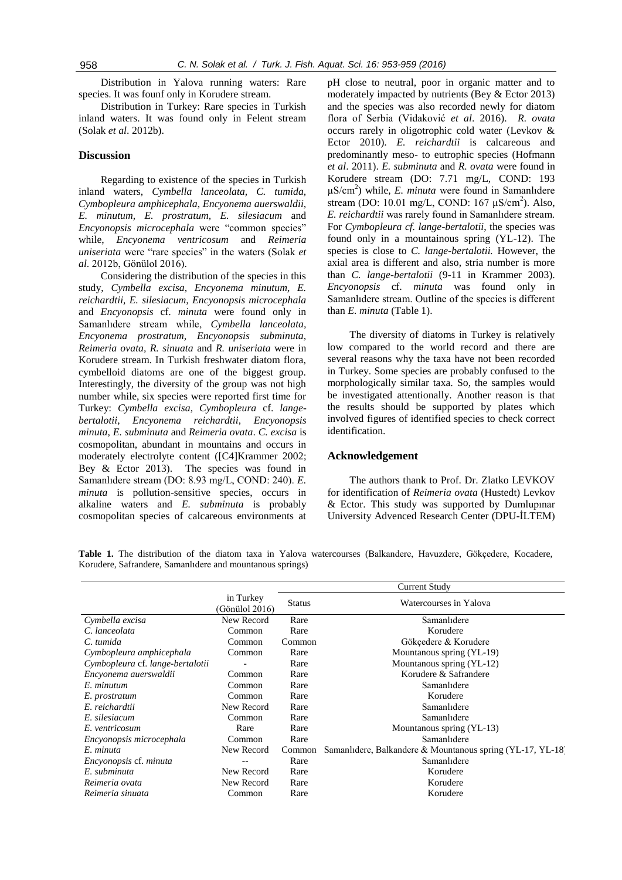Distribution in Yalova running waters: Rare species. It was founf only in Korudere stream.

Distribution in Turkey: Rare species in Turkish inland waters. It was found only in Felent stream (Solak *et al*. 2012b).

## Discussion

Regarding to existence of the species in Turkish inland waters, *Cymbella lanceolata, C. tumida, Cymbopleura amphicephala, Encyonema auerswaldii, E. minutum, E. prostratum, E. silesiacum* and *Encyonopsis microcephala* were "common species" while, *Encyonema ventricosum* and *Reimeria uniseriata* were "rare species" in the waters (Solak *et al*. 2012b, Gönülol 2016).

Considering the distribution of the species in this study, *Cymbella excisa, Encyonema minutum, E. reichardtii, E. silesiacum, Encyonopsis microcephala* and *Encyonopsis* cf. *minuta* were found only in Samanlıdere stream while, *Cymbella lanceolata, Encyonema prostratum, Encyonopsis subminuta, Reimeria ovata, R. sinuata* and *R. uniseriata* were in Korudere stream. In Turkish freshwater diatom flora, cymbelloid diatoms are one of the biggest group. Interestingly, the diversity of the group was not high number while, six species were reported first time for Turkey: *Cymbella excisa, Cymbopleura* cf. *lange-bertalotii, Encyonema reichardtii, Encyonopsis minuta, E. subminuta* and *Reimeria ovata*. *C. excisa* is cosmopolitan, abundant in mountains and occurs in moderately electrolyte content ([C4]Krammer 2002; Bey & Ector 2013). The species was found in Samanlıdere stream (DO: 8.93 mg/L, COND: 240). *E. minuta* is pollution-sensitive species, occurs in alkaline waters and *E. subminuta* is probably cosmopolitan species of calcareous environments at pH close to neutral, poor in organic matter and to moderately impacted by nutrients (Bey & Ector 2013) and the species was also recorded newly for diatom flora of Serbia (Vidaković *et al*. 2016). *R. ovata* occurs rarely in oligotrophic cold water (Levkov & Ector 2010). *E. reichardtii* is calcareous and predominantly meso- to eutrophic species (Hofmann *et al*. 2011). *E. subminuta* and *R. ovata* were found in Korudere stream (DO: 7.71 mg/L, COND: 193 µS/cm$^2$) while, *E. minuta* were found in Samanlıdere stream (DO: 10.01 mg/L, COND: 167 µS/cm$^2$). Also, *E. reichardtii* was rarely found in Samanlıdere stream. For *Cymbopleura cf. lange-bertalotii*, the species was found only in a mountainous spring (YL-12). The species is close to *C. lange-bertalotii.* However, the axial area is different and also, stria number is more than *C. lange-bertalotii* (9-11 in Krammer 2003). *Encyonopsis* cf. *minuta* was found only in Samanlıdere stream. Outline of the species is different than *E. minuta* (Table 1).

The diversity of diatoms in Turkey is relatively low compared to the world record and there are several reasons why the taxa have not been recorded in Turkey. Some species are probably confused to the morphologically similar taxa. So, the samples would be investigated attentionally. Another reason is that the results should be supported by plates which involved figures of identified species to check correct identification.

## Acknowledgement

The authors thank to Prof. Dr. Zlatko LEVKOV for identification of *Reimeria ovata* (Hustedt) Levkov & Ector. This study was supported by Dumlupınar University Advenced Research Center (DPU-İLTEM)

**Table 1.** The distribution of the diatom taxa in Yalova watercourses (Balkandere, Havuzdere, Gökçedere, Kocadere, Korudere, Safrandere, Samanlıdere and mountanous springs)

| | in Turkey (Gönülol 2016) | Current Study | |
|---|---|---|---|
| | | Status | Watercourses in Yalova |
| *Cymbella excisa* | New Record | Rare | Samanlıdere |
| *C. lanceolata* | Common | Rare | Korudere |
| *C. tumida* | Common | Common | Gökçedere & Korudere |
| *Cymbopleura amphicephala* | Common | Rare | Mountanous spring (YL-19) |
| *Cymbopleura* cf. *lange-bertalotii* | - | Rare | Mountanous spring (YL-12) |
| *Encyonema auerswaldii* | Common | Rare | Korudere & Safrandere |
| *E. minutum* | Common | Rare | Samanlıdere |
| *E. prostratum* | Common | Rare | Korudere |
| *E. reichardtii* | New Record | Rare | Samanlıdere |
| *E. silesiacum* | Common | Rare | Samanlıdere |
| *E. ventricosum* | Rare | Rare | Mountanous spring (YL-13) |
| *Encyonopsis microcephala* | Common | Rare | Samanlıdere |
| *E. minuta* | New Record | Common | Samanlıdere, Balkandere & Mountanous spring (YL-17, YL-18) |
| *Encyonopsis* cf. *minuta* | -- | Rare | Samanlıdere |
| *E. subminuta* | New Record | Rare | Korudere |
| *Reimeria ovata* | New Record | Rare | Korudere |
| *Reimeria sinuata* | Common | Rare | Korudere |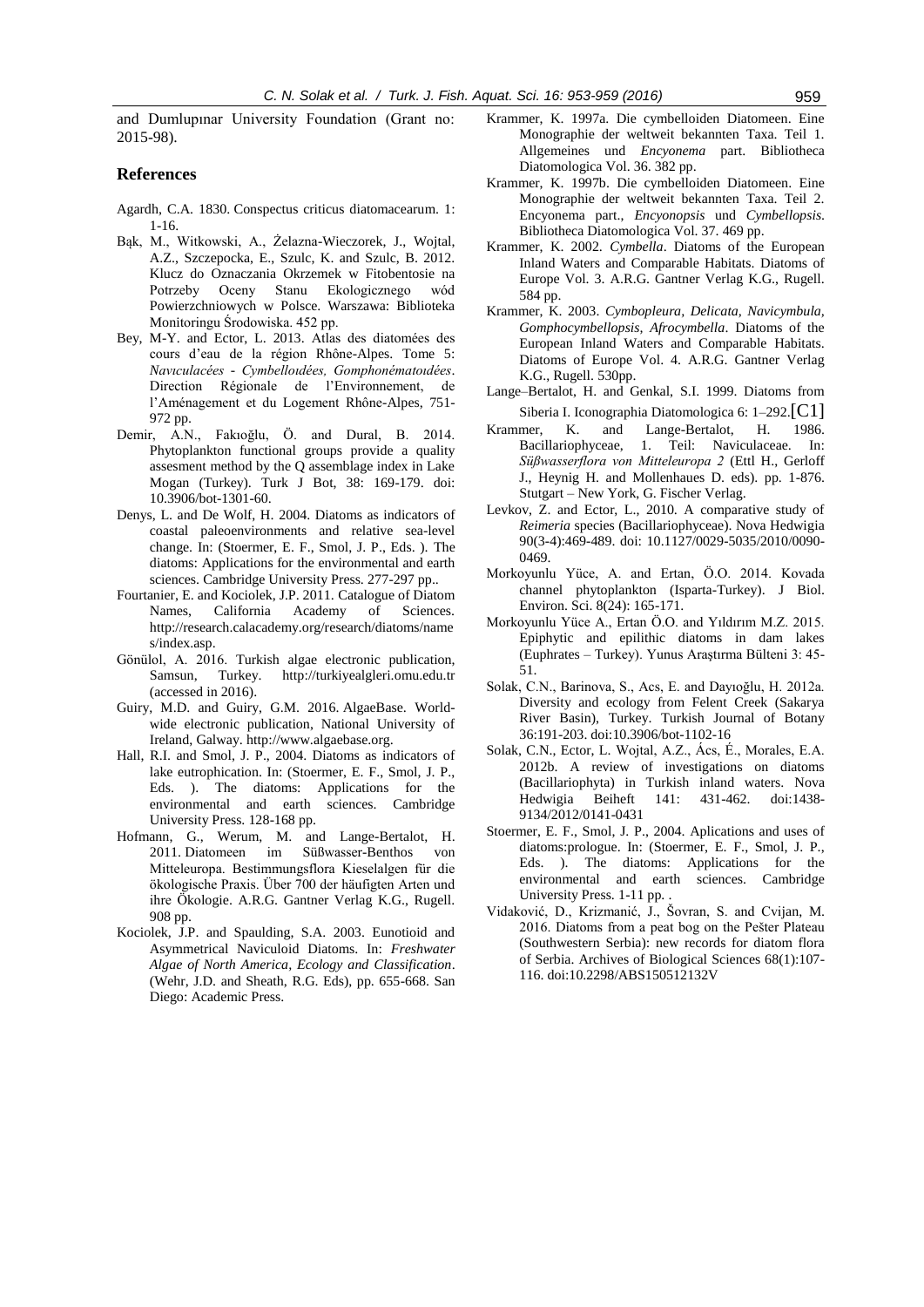and Dumlupınar University Foundation (Grant no: 2015-98).

## References

Agardh, C.A. 1830. Conspectus criticus diatomacearum. 1: 1-16.

Bąk, M., Witkowski, A., Żelazna-Wieczorek, J., Wojtal, A.Z., Szczepocka, E., Szulc, K. and Szulc, B. 2012. Klucz do Oznaczania Okrzemek w Fitobentosie na Potrzeby Oceny Stanu Ekologicznego wód Powierzchniowych w Polsce. Warszawa: Biblioteka Monitoringu Środowiska. 452 pp.

Bey, M-Y. and Ector, L. 2013. Atlas des diatomées des cours d'eau de la région Rhône-Alpes. Tome 5: *Navıculacées - Cymbellоıdées, Gomphonématoıdées*. Direction Régionale de l'Environnement, de l'Aménagement et du Logement Rhône-Alpes, 751-972 pp.

Demir, A.N., Fakıoğlu, Ö. and Dural, B. 2014. Phytoplankton functional groups provide a quality assesment method by the Q assemblage index in Lake Mogan (Turkey). Turk J Bot, 38: 169-179. doi: 10.3906/bot-1301-60.

Denys, L. and De Wolf, H. 2004. Diatoms as indicators of coastal paleoenvironments and relative sea-level change. In: (Stoermer, E. F., Smol, J. P., Eds. ). The diatoms: Applications for the environmental and earth sciences. Cambridge University Press. 277-297 pp..

Fourtanier, E. and Kociolek, J.P. 2011. Catalogue of Diatom Names, California Academy of Sciences. http://research.calacademy.org/research/diatoms/names/index.asp.

Gönülol, A. 2016. Turkish algae electronic publication, Samsun, Turkey. http://turkiyealgleri.omu.edu.tr (accessed in 2016).

Guiry, M.D. and Guiry, G.M. 2016. AlgaeBase. World-wide electronic publication, National University of Ireland, Galway. http://www.algaebase.org.

Hall, R.I. and Smol, J. P., 2004. Diatoms as indicators of lake eutrophication. In: (Stoermer, E. F., Smol, J. P., Eds. ). The diatoms: Applications for the environmental and earth sciences. Cambridge University Press. 128-168 pp.

Hofmann, G., Werum, M. and Lange-Bertalot, H. 2011. Diatomeen im Süßwasser-Benthos von Mitteleuropa. Bestimmungsflora Kieselalgen für die ökologische Praxis. Über 700 der häufigten Arten und ihre Ökologie. A.R.G. Gantner Verlag K.G., Rugell. 908 pp.

Kociolek, J.P. and Spaulding, S.A. 2003. Eunotioid and Asymmetrical Naviculoid Diatoms. In: *Freshwater Algae of North America, Ecology and Classification*. (Wehr, J.D. and Sheath, R.G. Eds), pp. 655-668. San Diego: Academic Press.

Krammer, K. 1997a. Die cymbelloiden Diatomeen. Eine Monographie der weltweit bekannten Taxa. Teil 1. Allgemeines und *Encyonema* part. Bibliotheca Diatomologica Vol. 36. 382 pp.

Krammer, K. 1997b. Die cymbelloiden Diatomeen. Eine Monographie der weltweit bekannten Taxa. Teil 2. Encyonema part., *Encyonopsis* und *Cymbellopsis*. Bibliotheca Diatomologica Vol. 37. 469 pp.

Krammer, K. 2002. *Cymbella*. Diatoms of the European Inland Waters and Comparable Habitats. Diatoms of Europe Vol. 3. A.R.G. Gantner Verlag K.G., Rugell. 584 pp.

Krammer, K. 2003. *Cymbopleura, Delicata, Navicymbula, Gomphocymbellopsis, Afrocymbella*. Diatoms of the European Inland Waters and Comparable Habitats. Diatoms of Europe Vol. 4. A.R.G. Gantner Verlag K.G., Rugell. 530pp.

Lange–Bertalot, H. and Genkal, S.I. 1999. Diatoms from Siberia I. Iconographia Diatomologica 6: 1–292.[C1]

Krammer, K. and Lange-Bertalot, H. 1986. Bacillariophyceae, 1. Teil: Naviculaceae. In: *Süßwasserflora von Mitteleuropa 2* (Ettl H., Gerloff J., Heynig H. and Mollenhaues D. eds). pp. 1-876. Stutgart – New York, G. Fischer Verlag.

Levkov, Z. and Ector, L., 2010. A comparative study of *Reimeria* species (Bacillariophyceae). Nova Hedwigia 90(3-4):469-489. doi: 10.1127/0029-5035/2010/0090-0469.

Morkoyunlu Yüce, A. and Ertan, Ö.O. 2014. Kovada channel phytoplankton (Isparta-Turkey). J Biol. Environ. Sci. 8(24): 165-171.

Morkoyunlu Yüce A., Ertan Ö.O. and Yıldırım M.Z. 2015. Epiphytic and epilithic diatoms in dam lakes (Euphrates – Turkey). Yunus Araştırma Bülteni 3: 45-51.

Solak, C.N., Barinova, S., Acs, E. and Dayıoğlu, H. 2012a. Diversity and ecology from Felent Creek (Sakarya River Basin), Turkey. Turkish Journal of Botany 36:191-203. doi:10.3906/bot-1102-16

Solak, C.N., Ector, L. Wojtal, A.Z., Ács, É., Morales, E.A. 2012b. A review of investigations on diatoms (Bacillariophyta) in Turkish inland waters. Nova Hedwigia Beiheft 141: 431-462. doi:1438-9134/2012/0141-0431

Stoermer, E. F., Smol, J. P., 2004. Aplications and uses of diatoms:prologue. In: (Stoermer, E. F., Smol, J. P., Eds. ). The diatoms: Applications for the environmental and earth sciences. Cambridge University Press. 1-11 pp. .

Vidaković, D., Krizmanić, J., Šovran, S. and Cvijan, M. 2016. Diatoms from a peat bog on the Pešter Plateau (Southwestern Serbia): new records for diatom flora of Serbia. Archives of Biological Sciences 68(1):107-116. doi:10.2298/ABS150512132V